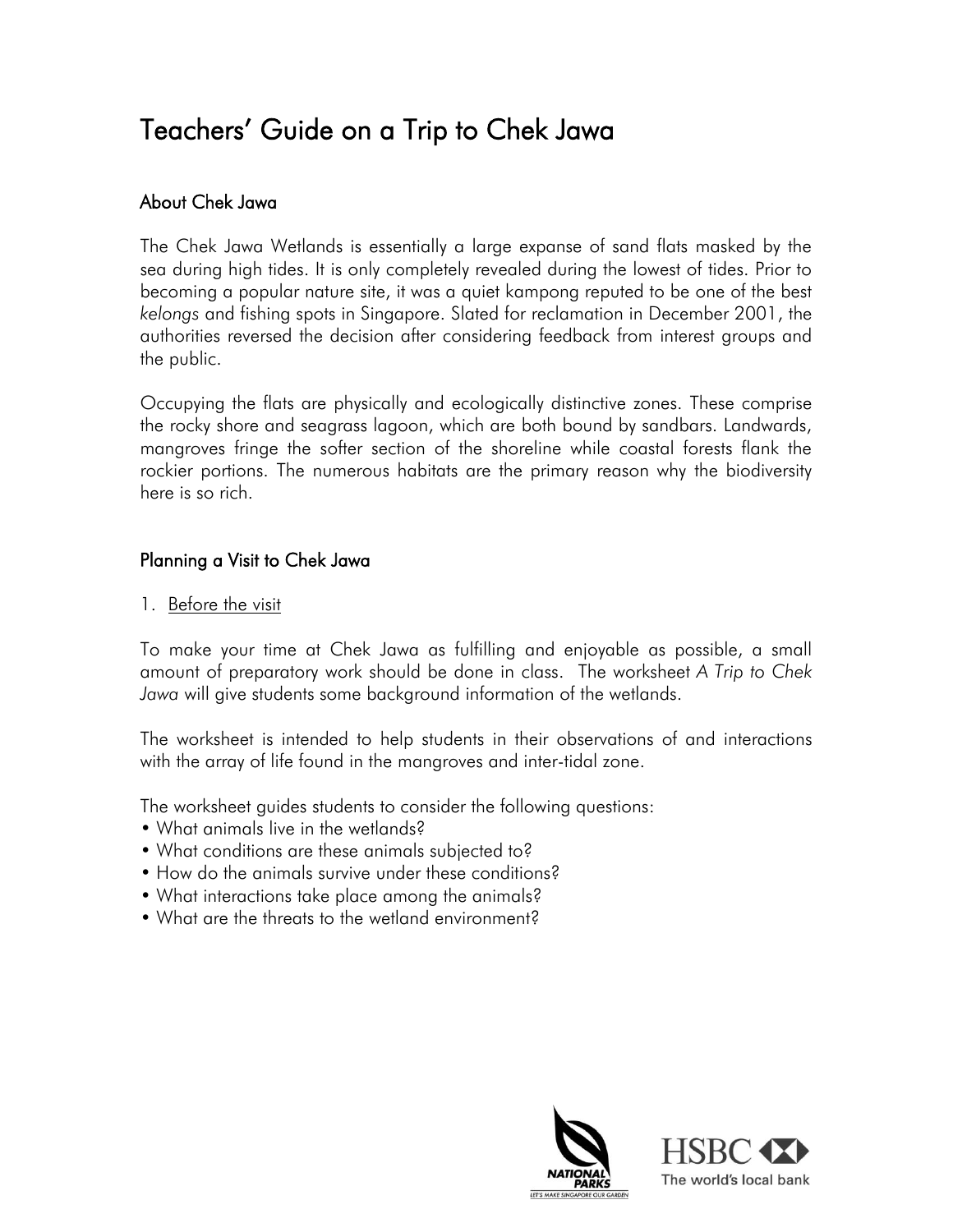# Teachers' Guide on a Trip to Chek Jawa

## About Chek Jawa

The Chek Jawa Wetlands is essentially a large expanse of sand flats masked by the sea during high tides. It is only completely revealed during the lowest of tides. Prior to becoming a popular nature site, it was a quiet kampong reputed to be one of the best *kelongs* and fishing spots in Singapore. Slated for reclamation in December 2001, the authorities reversed the decision after considering feedback from interest groups and the public.

Occupying the flats are physically and ecologically distinctive zones. These comprise the rocky shore and seagrass lagoon, which are both bound by sandbars. Landwards, mangroves fringe the softer section of the shoreline while coastal forests flank the rockier portions. The numerous habitats are the primary reason why the biodiversity here is so rich.

## Planning a Visit to Chek Jawa

1. Before the visit

To make your time at Chek Jawa as fulfilling and enjoyable as possible, a small amount of preparatory work should be done in class. The worksheet *A Trip to Chek Jawa* will give students some background information of the wetlands.

The worksheet is intended to help students in their observations of and interactions with the array of life found in the mangroves and inter-tidal zone.

The worksheet guides students to consider the following questions:

- What animals live in the wetlands?
- What conditions are these animals subjected to?
- How do the animals survive under these conditions?
- What interactions take place among the animals?
- What are the threats to the wetland environment?

NATIONAL PARKS
LET'S MAKE SINGAPORE OUR GARDEN

HSBC
The world's local bank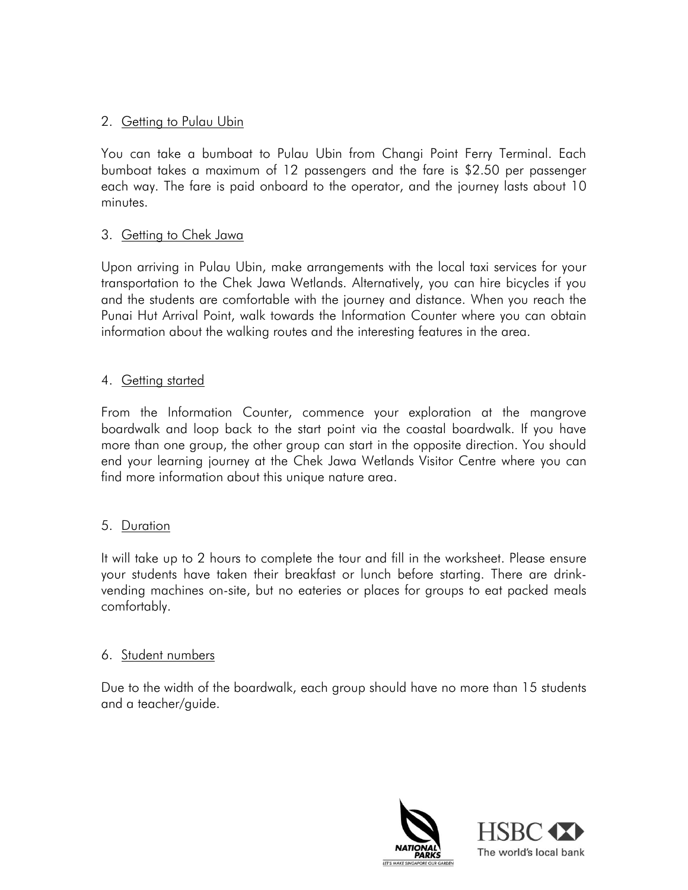## 2. Getting to Pulau Ubin

You can take a bumboat to Pulau Ubin from Changi Point Ferry Terminal. Each bumboat takes a maximum of 12 passengers and the fare is $2.50 per passenger each way. The fare is paid onboard to the operator, and the journey lasts about 10 minutes.

## 3. Getting to Chek Jawa

Upon arriving in Pulau Ubin, make arrangements with the local taxi services for your transportation to the Chek Jawa Wetlands. Alternatively, you can hire bicycles if you and the students are comfortable with the journey and distance. When you reach the Punai Hut Arrival Point, walk towards the Information Counter where you can obtain information about the walking routes and the interesting features in the area.

## 4. Getting started

From the Information Counter, commence your exploration at the mangrove boardwalk and loop back to the start point via the coastal boardwalk. If you have more than one group, the other group can start in the opposite direction. You should end your learning journey at the Chek Jawa Wetlands Visitor Centre where you can find more information about this unique nature area.

## 5. Duration

It will take up to 2 hours to complete the tour and fill in the worksheet. Please ensure your students have taken their breakfast or lunch before starting. There are drink-vending machines on-site, but no eateries or places for groups to eat packed meals comfortably.

## 6. Student numbers

Due to the width of the boardwalk, each group should have no more than 15 students and a teacher/guide.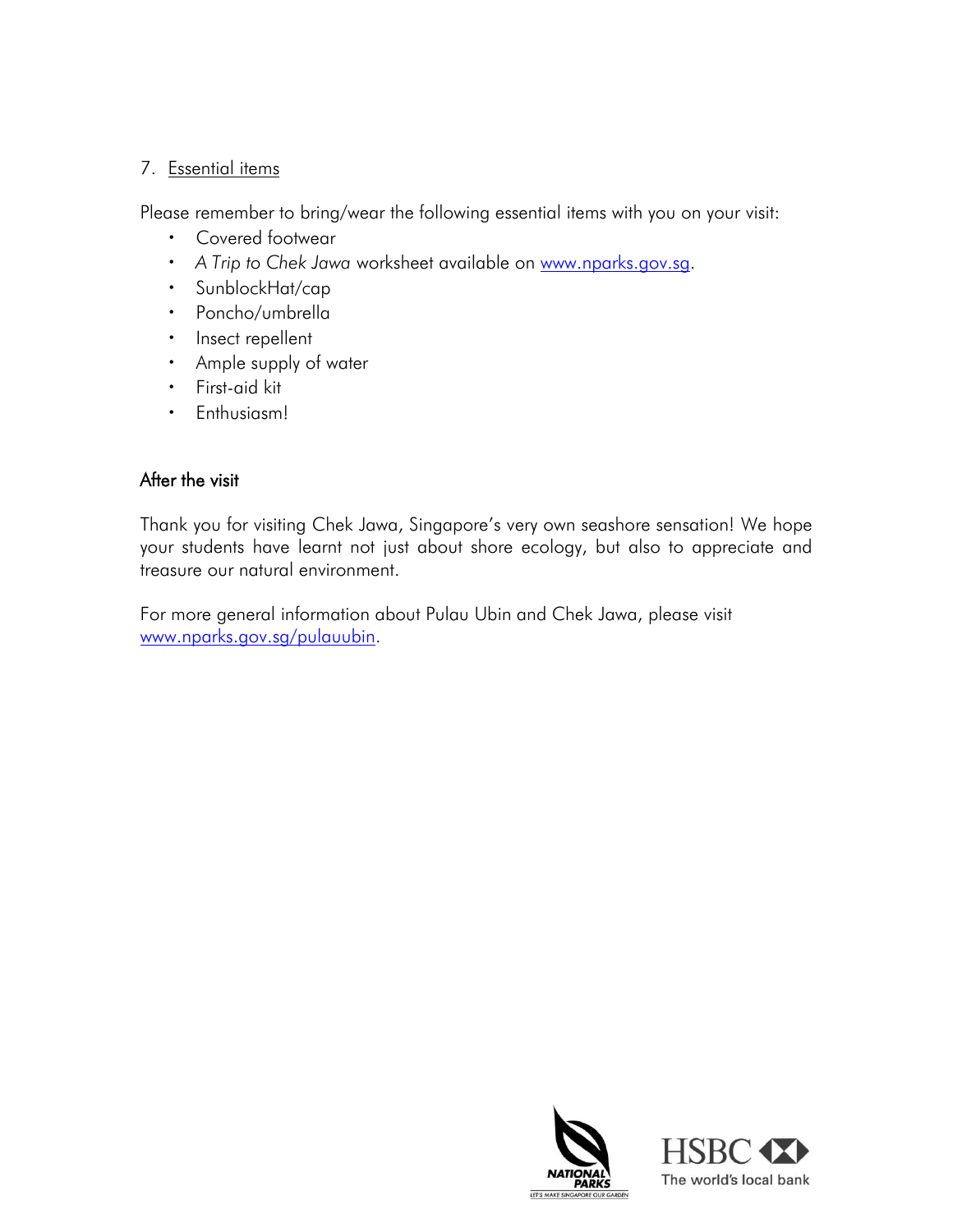7. Essential items

Please remember to bring/wear the following essential items with you on your visit:

- Covered footwear
- *A Trip to Chek Jawa* worksheet available on www.nparks.gov.sg.
- SunblockHat/cap
- Poncho/umbrella
- Insect repellent
- Ample supply of water
- First-aid kit
- Enthusiasm!

## After the visit

Thank you for visiting Chek Jawa, Singapore's very own seashore sensation! We hope your students have learnt not just about shore ecology, but also to appreciate and treasure our natural environment.

For more general information about Pulau Ubin and Chek Jawa, please visit www.nparks.gov.sg/pulauubin.